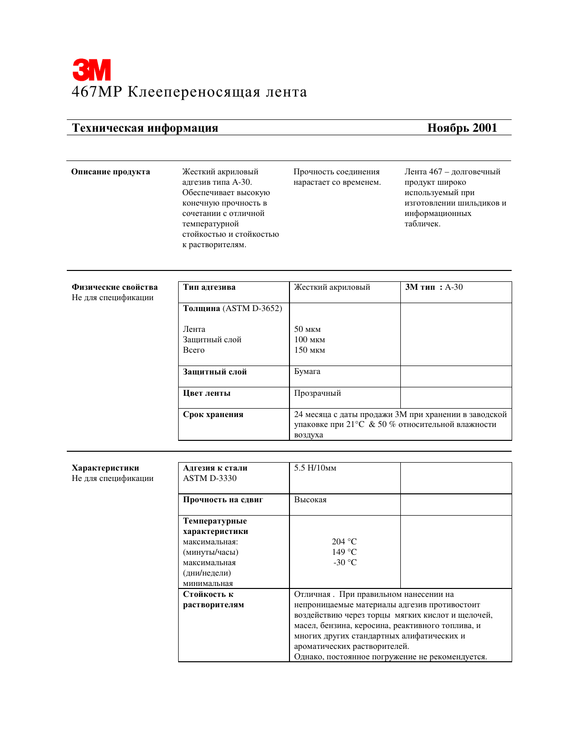# 3M

# 467MP Клеепереносящая лента

**Техническая информация** **Ноябрь 2001**

---

**Описание продукта**

Жесткий акриловый адгезив типа А-30. Обеспечивает высокую конечную прочность в сочетании с отличной температурной стойкостью и стойкостью к растворителям.

Прочность соединения нарастает со временем.

Лента 467 – долговечный продукт широко используемый при изготовлении шильдиков и информационных табличек.

---

**Физические свойства**
Не для спецификации

| | | |
|---|---|---|
| **Тип адгезива** | Жесткий акриловый | **3М тип :** А-30 |
| **Толщина** (ASTM D-3652)<br><br>Лента<br>Защитный слой<br>Всего | <br><br>50 мкм<br>100 мкм<br>150 мкм | |
| **Защитный слой** | Бумага | |
| **Цвет ленты** | Прозрачный | |
| **Срок хранения** | 24 месяца с даты продажи 3М при хранении в заводской упаковке при 21°C & 50 % относительной влажности воздуха | |

---

**Характеристики**
Не для спецификации

| | | |
|---|---|---|
| **Адгезия к стали**<br>ASTM D-3330 | 5.5 Н/10мм | |
| **Прочность на сдвиг** | Высокая | |
| **Температурные характеристики**<br>максимальная: (минуты/часы)<br>максимальная (дни/недели)<br>минимальная | <br>204 °C<br>149 °C<br>-30 °C | |
| **Стойкость к растворителям** | Отличная . При правильном нанесении на непроницаемые материалы адгезив противостоит воздействию через торцы мягких кислот и щелочей, масел, бензина, керосина, реактивного топлива, и многих других стандартных алифатических и ароматических растворителей.<br>Однако, постоянное погружение не рекомендуется. | |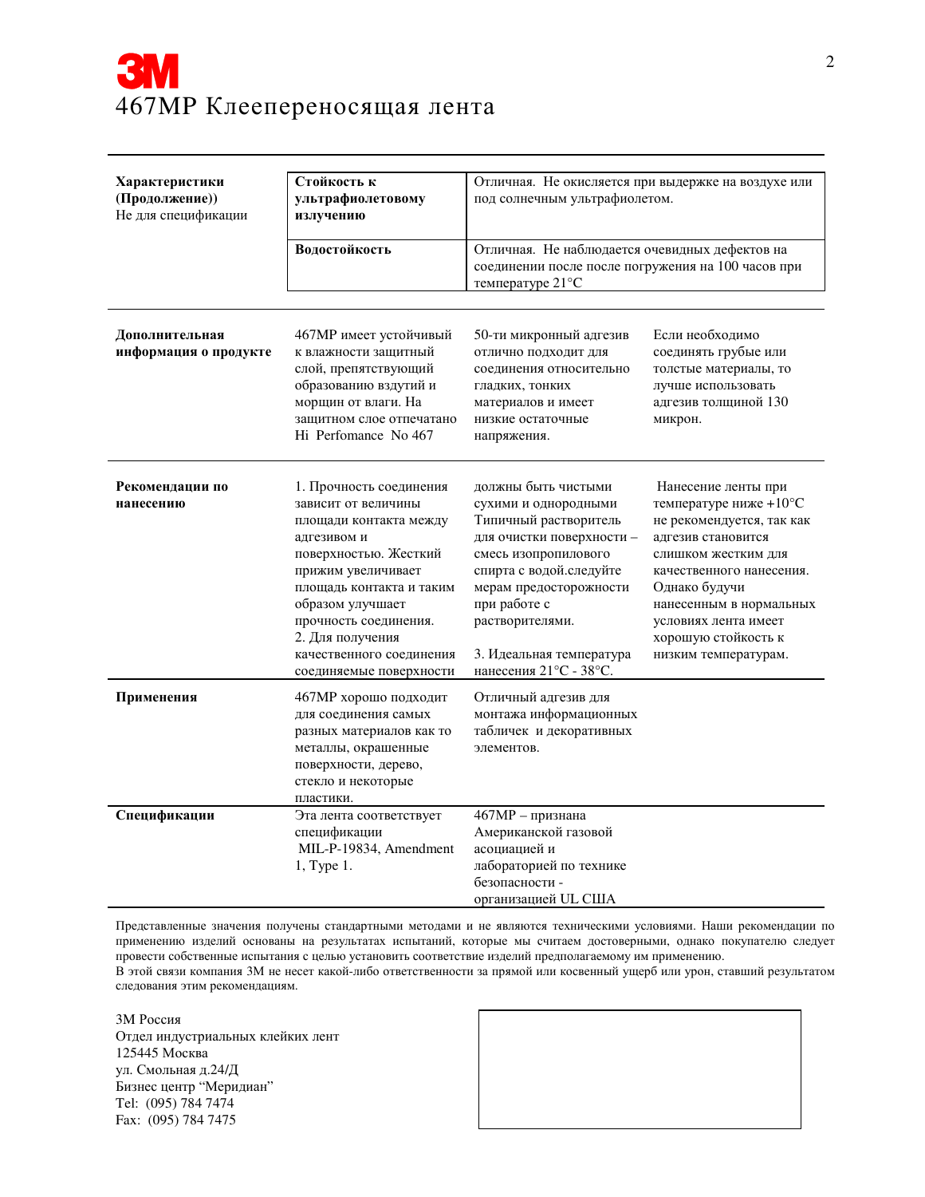# 467MP Клеепереносящая лента

| | | |
|---|---|---|
| **Характеристики (Продолжение))** Не для спецификации | **Стойкость к ультрафиолетовому излучению** | Отличная. Не окисляется при выдержке на воздухе или под солнечным ультрафиолетом. |
| | **Водостойкость** | Отличная. Не наблюдается очевидных дефектов на соединении после после погружения на 100 часов при температуре 21°C |

| | | | |
|---|---|---|---|
| **Дополнительная информация о продукте** | 467MP имеет устойчивый к влажности защитный слой, препятствующий образованию вздутий и морщин от влаги. На защитном слое отпечатано Hi Perfomance No 467 | 50-ти микронный адгезив отлично подходит для соединения относительно гладких, тонких материалов и имеет низкие остаточные напряжения. | Если необходимо соединять грубые или толстые материалы, то лучше использовать адгезив толщиной 130 микрон. |
| **Рекомендации по нанесению** | 1. Прочность соединения зависит от величины площади контакта между адгезивом и поверхностью. Жесткий прижим увеличивает площадь контакта и таким образом улучшает прочность соединения. 2. Для получения качественного соединения соединяемые поверхности | должны быть чистыми сухими и однородными Типичный растворитель для очистки поверхности – смесь изопропилового спирта с водой.следуйте мерам предосторожности при работе с растворителями. 3. Идеальная температура нанесения 21°C - 38°C. | Нанесение ленты при температуре ниже +10°C не рекомендуется, так как адгезив становится слишком жестким для качественного нанесения. Однако будучи нанесенным в нормальных условиях лента имеет хорошую стойкость к низким температурам. |
| **Применения** | 467MP хорошо подходит для соединения самых разных материалов как то металлы, окрашенные поверхности, дерево, стекло и некоторые пластики. | Отличный адгезив для монтажа информационных табличек и декоративных элементов. | |
| **Спецификации** | Эта лента соответствует спецификации MIL-P-19834, Amendment 1, Type 1. | 467MP – признана Американской газовой асоцианией и лабораторией по технике безопасности - организацией UL США | |

Представленные значения получены стандартными методами и не являются техническими условиями. Наши рекомендации по применению изделий основаны на результатах испытаний, которые мы считаем достоверными, однако покупателю следует провести собственные испытания с целью установить соответствие изделий предполагаемому им применению.
В этой связи компания 3М не несет какой-либо ответственности за прямой или косвенный ущерб или урон, ставший результатом следования этим рекомендациям.

3М Россия
Отдел индустриальных клейких лент
125445 Москва
ул. Смольная д.24/Д
Бизнес центр "Меридиан"
Tel: (095) 784 7474
Fax: (095) 784 7475